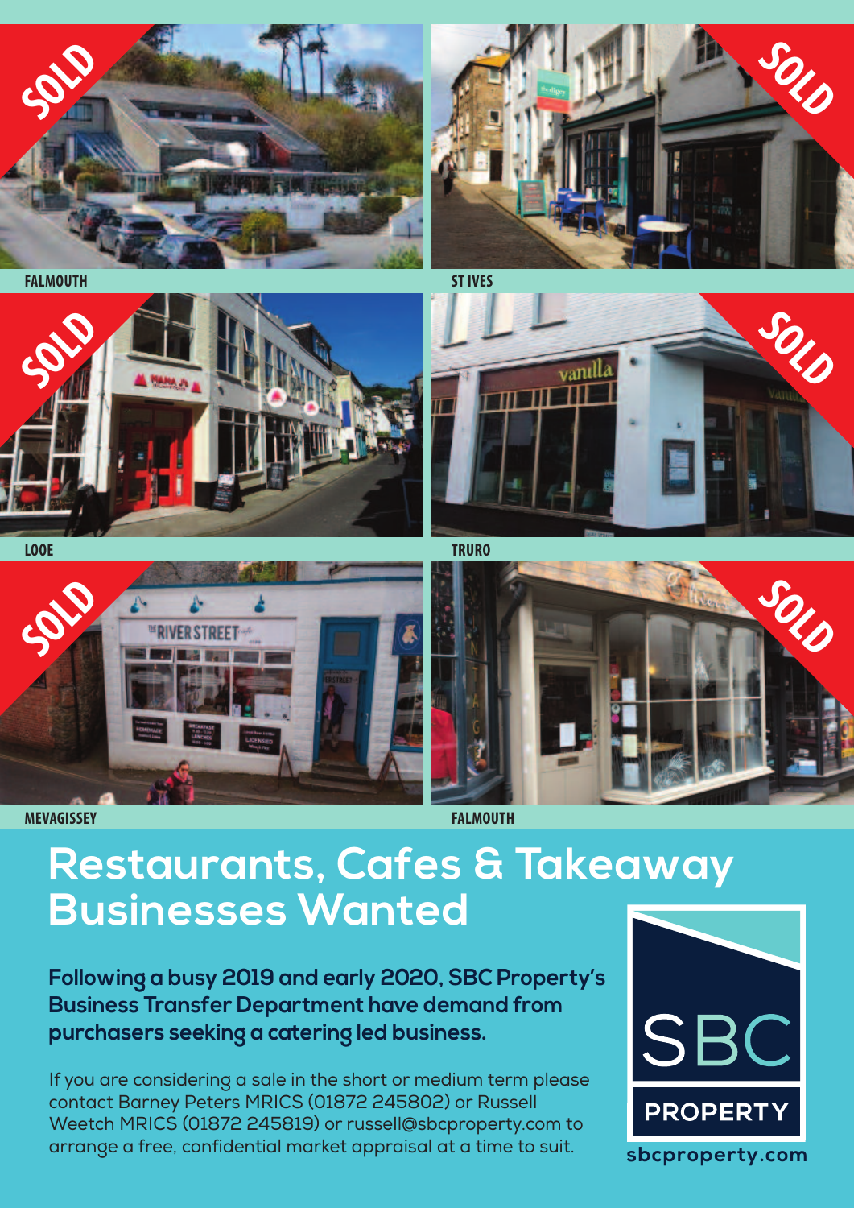FALMOUTH

ST IVES

LOOE

TRURO

MEVAGISSEY

FALMOUTH

# Restaurants, Cafes & Takeaway Businesses Wanted

**Following a busy 2019 and early 2020, SBC Property's Business Transfer Department have demand from purchasers seeking a catering led business.**

If you are considering a sale in the short or medium term please contact Barney Peters MRICS (01872 245802) or Russell Weetch MRICS (01872 245819) or russell@sbcproperty.com to arrange a free, confidential market appraisal at a time to suit.

SBC PROPERTY

sbcproperty.com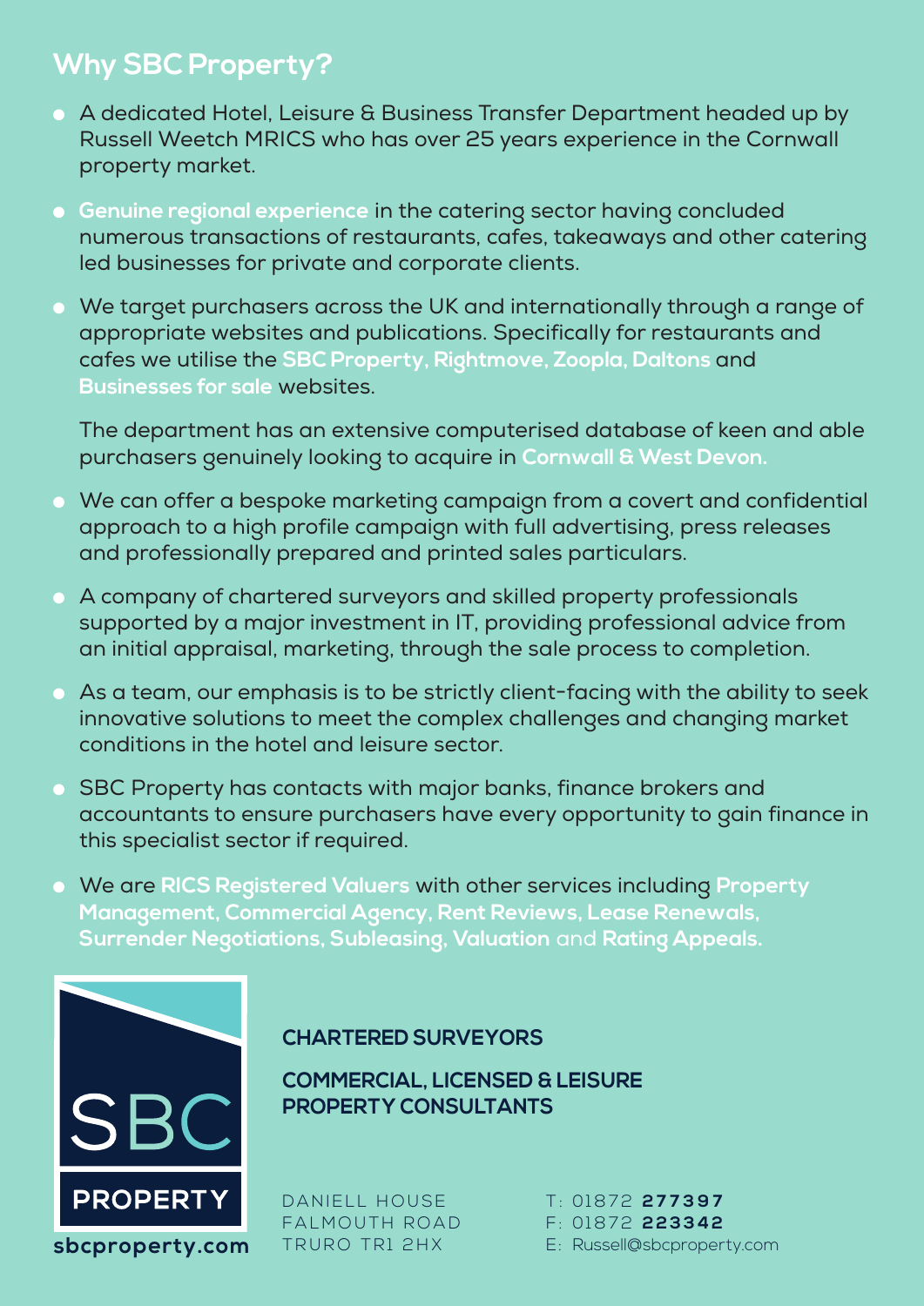## Why SBC Property?

- A dedicated Hotel, Leisure & Business Transfer Department headed up by Russell Weetch MRICS who has over 25 years experience in the Cornwall property market.
- **Genuine regional experience** in the catering sector having concluded numerous transactions of restaurants, cafes, takeaways and other catering led businesses for private and corporate clients.
- We target purchasers across the UK and internationally through a range of appropriate websites and publications. Specifically for restaurants and cafes we utilise the **SBC Property, Rightmove, Zoopla, Daltons** and **Businesses for sale** websites.

  The department has an extensive computerised database of keen and able purchasers genuinely looking to acquire in **Cornwall & West Devon.**
- We can offer a bespoke marketing campaign from a covert and confidential approach to a high profile campaign with full advertising, press releases and professionally prepared and printed sales particulars.
- A company of chartered surveyors and skilled property professionals supported by a major investment in IT, providing professional advice from an initial appraisal, marketing, through the sale process to completion.
- As a team, our emphasis is to be strictly client-facing with the ability to seek innovative solutions to meet the complex challenges and changing market conditions in the hotel and leisure sector.
- SBC Property has contacts with major banks, finance brokers and accountants to ensure purchasers have every opportunity to gain finance in this specialist sector if required.
- We are **RICS Registered Valuers** with other services including **Property Management, Commercial Agency, Rent Reviews, Lease Renewals, Surrender Negotiations, Subleasing, Valuation** and **Rating Appeals.**

SBC PROPERTY

sbcproperty.com

**CHARTERED SURVEYORS**

**COMMERCIAL, LICENSED & LEISURE PROPERTY CONSULTANTS**

DANIELL HOUSE
FALMOUTH ROAD
TRURO TR1 2HX

T: 01872 **277397**
F: 01872 **223342**
E: Russell@sbcproperty.com